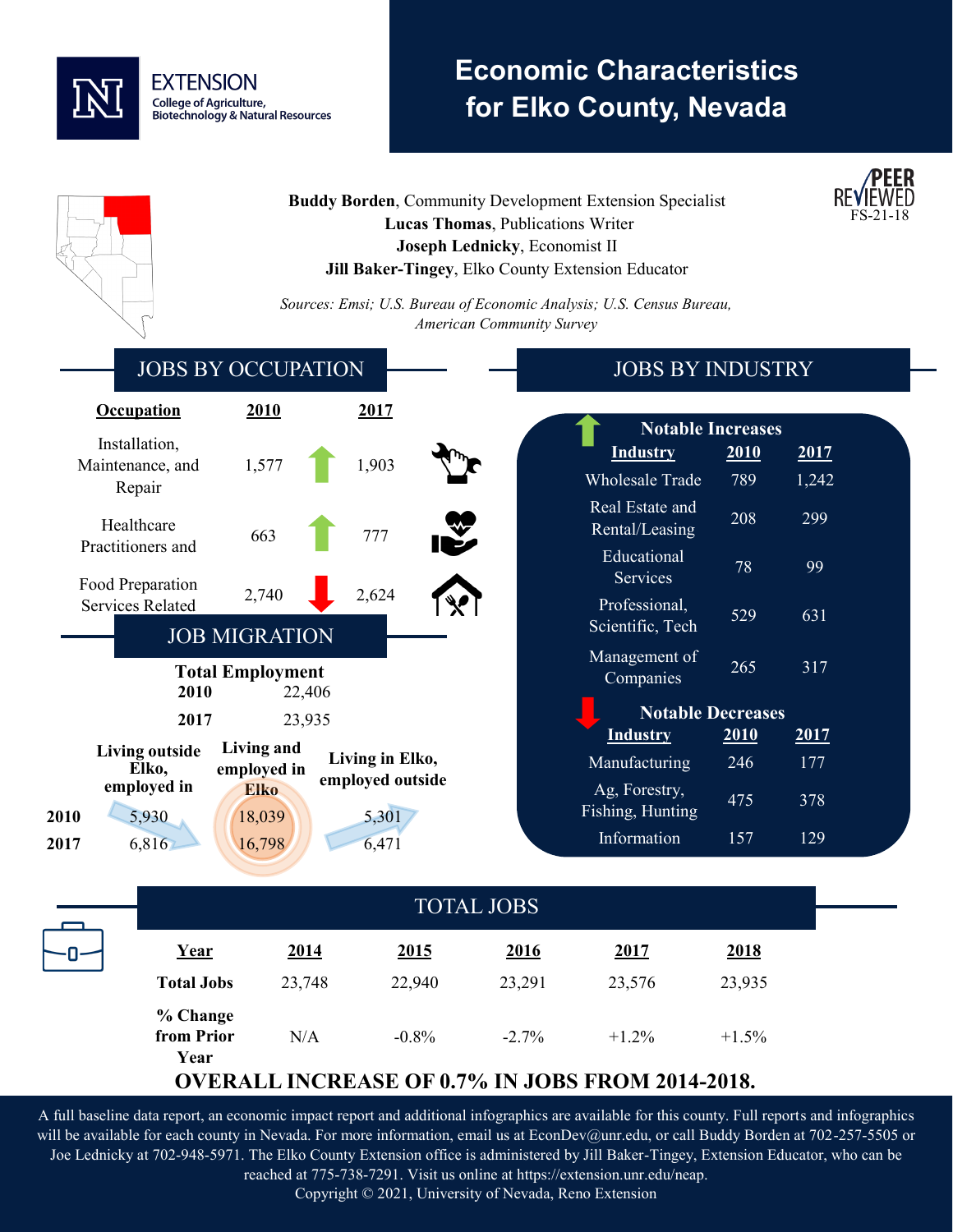EXTENSION
College of Agriculture, Biotechnology & Natural Resources

# Economic Characteristics for Elko County, Nevada

PEER REVIEWED FS-21-18

**Buddy Borden**, Community Development Extension Specialist
**Lucas Thomas**, Publications Writer
**Joseph Lednicky**, Economist II
**Jill Baker-Tingey**, Elko County Extension Educator

*Sources: Emsi; U.S. Bureau of Economic Analysis; U.S. Census Bureau, American Community Survey*

## JOBS BY OCCUPATION

| Occupation | 2010 | | 2017 |
|---|---|---|---|
| Installation, Maintenance, and Repair | 1,577 | ↑ | 1,903 |
| Healthcare Practitioners and | 663 | ↑ | 777 |
| Food Preparation Services Related | 2,740 | ↓ | 2,624 |

## JOB MIGRATION

**Total Employment**

| | |
|---|---|
| **2010** | 22,406 |
| **2017** | 23,935 |

| | Living outside Elko, employed in | Living and employed in Elko | Living in Elko, employed outside |
|---|---|---|---|
| **2010** | 5,930 | 18,039 | 5,301 |
| **2017** | 6,816 | 16,798 | 6,471 |

## JOBS BY INDUSTRY

**Notable Increases**

| Industry | 2010 | 2017 |
|---|---|---|
| Wholesale Trade | 789 | 1,242 |
| Real Estate and Rental/Leasing | 208 | 299 |
| Educational Services | 78 | 99 |
| Professional, Scientific, Tech | 529 | 631 |
| Management of Companies | 265 | 317 |

**Notable Decreases**

| Industry | 2010 | 2017 |
|---|---|---|
| Manufacturing | 246 | 177 |
| Ag, Forestry, Fishing, Hunting | 475 | 378 |
| Information | 157 | 129 |

## TOTAL JOBS

| Year | 2014 | 2015 | 2016 | 2017 | 2018 |
|---|---|---|---|---|---|
| **Total Jobs** | 23,748 | 22,940 | 23,291 | 23,576 | 23,935 |
| **% Change from Prior Year** | N/A | -0.8% | -2.7% | +1.2% | +1.5% |

**OVERALL INCREASE OF 0.7% IN JOBS FROM 2014-2018.**

A full baseline data report, an economic impact report and additional infographics are available for this county. Full reports and infographics will be available for each county in Nevada. For more information, email us at EconDev@unr.edu, or call Buddy Borden at 702-257-5505 or Joe Lednicky at 702-948-5971. The Elko County Extension office is administered by Jill Baker-Tingey, Extension Educator, who can be reached at 775-738-7291. Visit us online at https://extension.unr.edu/neap.
Copyright © 2021, University of Nevada, Reno Extension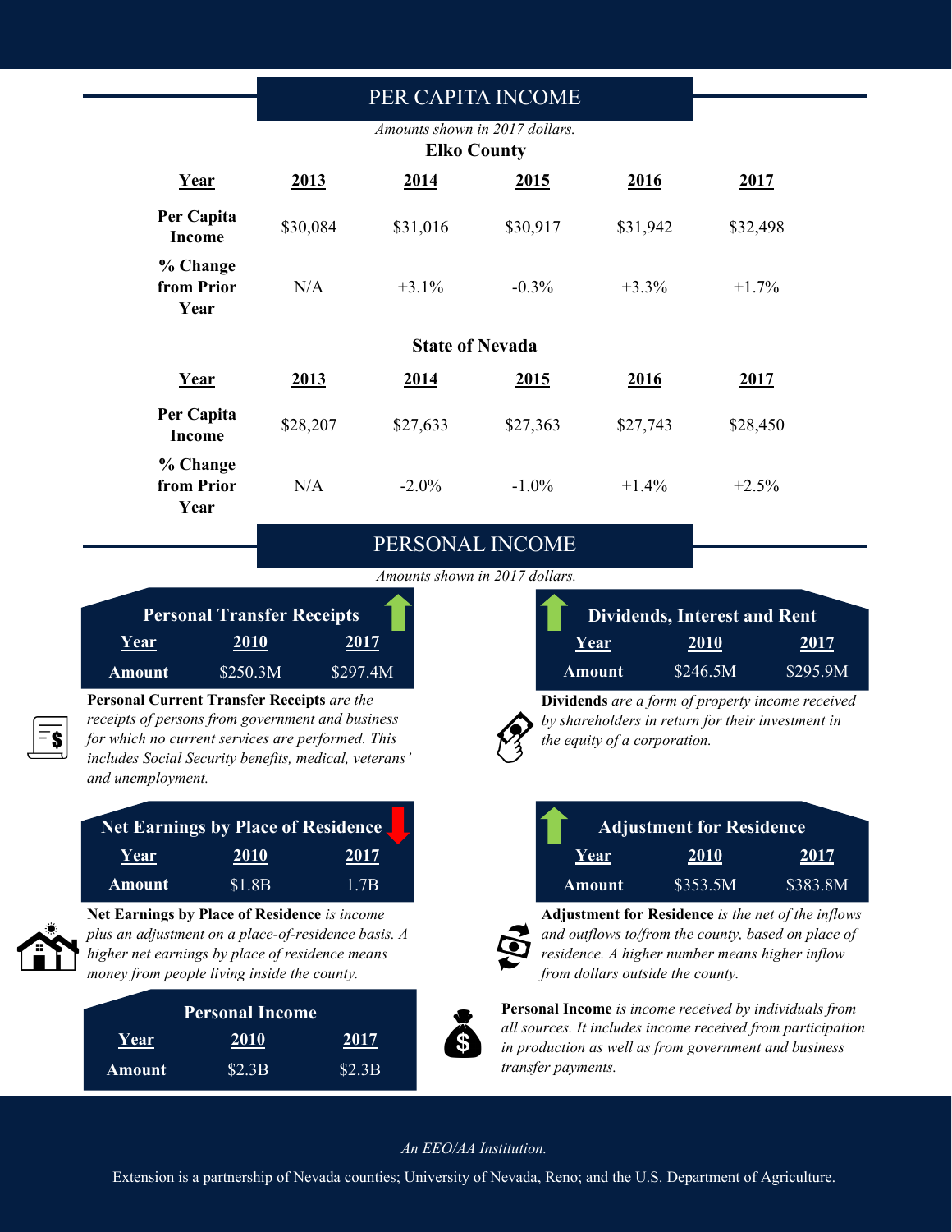## PER CAPITA INCOME

*Amounts shown in 2017 dollars.*

### Elko County

| Year | 2013 | 2014 | 2015 | 2016 | 2017 |
|---|---|---|---|---|---|
| Per Capita Income | $30,084 | $31,016 | $30,917 | $31,942 | $32,498 |
| % Change from Prior Year | N/A | +3.1% | -0.3% | +3.3% | +1.7% |

### State of Nevada

| Year | 2013 | 2014 | 2015 | 2016 | 2017 |
|---|---|---|---|---|---|
| Per Capita Income | $28,207 | $27,633 | $27,363 | $27,743 | $28,450 |
| % Change from Prior Year | N/A | -2.0% | -1.0% | +1.4% | +2.5% |

## PERSONAL INCOME

*Amounts shown in 2017 dollars.*

### Personal Transfer Receipts

| Year | 2010 | 2017 |
|---|---|---|
| Amount | $250.3M | $297.4M |

**Personal Current Transfer Receipts** *are the receipts of persons from government and business for which no current services are performed. This includes Social Security benefits, medical, veterans' and unemployment.*

### Dividends, Interest and Rent

| Year | 2010 | 2017 |
|---|---|---|
| Amount | $246.5M | $295.9M |

**Dividends** *are a form of property income received by shareholders in return for their investment in the equity of a corporation.*

### Net Earnings by Place of Residence

| Year | 2010 | 2017 |
|---|---|---|
| Amount | $1.8B | 1.7B |

**Net Earnings by Place of Residence** *is income plus an adjustment on a place-of-residence basis. A higher net earnings by place of residence means money from people living inside the county.*

### Adjustment for Residence

| Year | 2010 | 2017 |
|---|---|---|
| Amount | $353.5M | $383.8M |

**Adjustment for Residence** *is the net of the inflows and outflows to/from the county, based on place of residence. A higher number means higher inflow from dollars outside the county.*

### Personal Income

| Year | 2010 | 2017 |
|---|---|---|
| Amount | $2.3B | $2.3B |

**Personal Income** *is income received by individuals from all sources. It includes income received from participation in production as well as from government and business transfer payments.*

*An EEO/AA Institution.*

Extension is a partnership of Nevada counties; University of Nevada, Reno; and the U.S. Department of Agriculture.